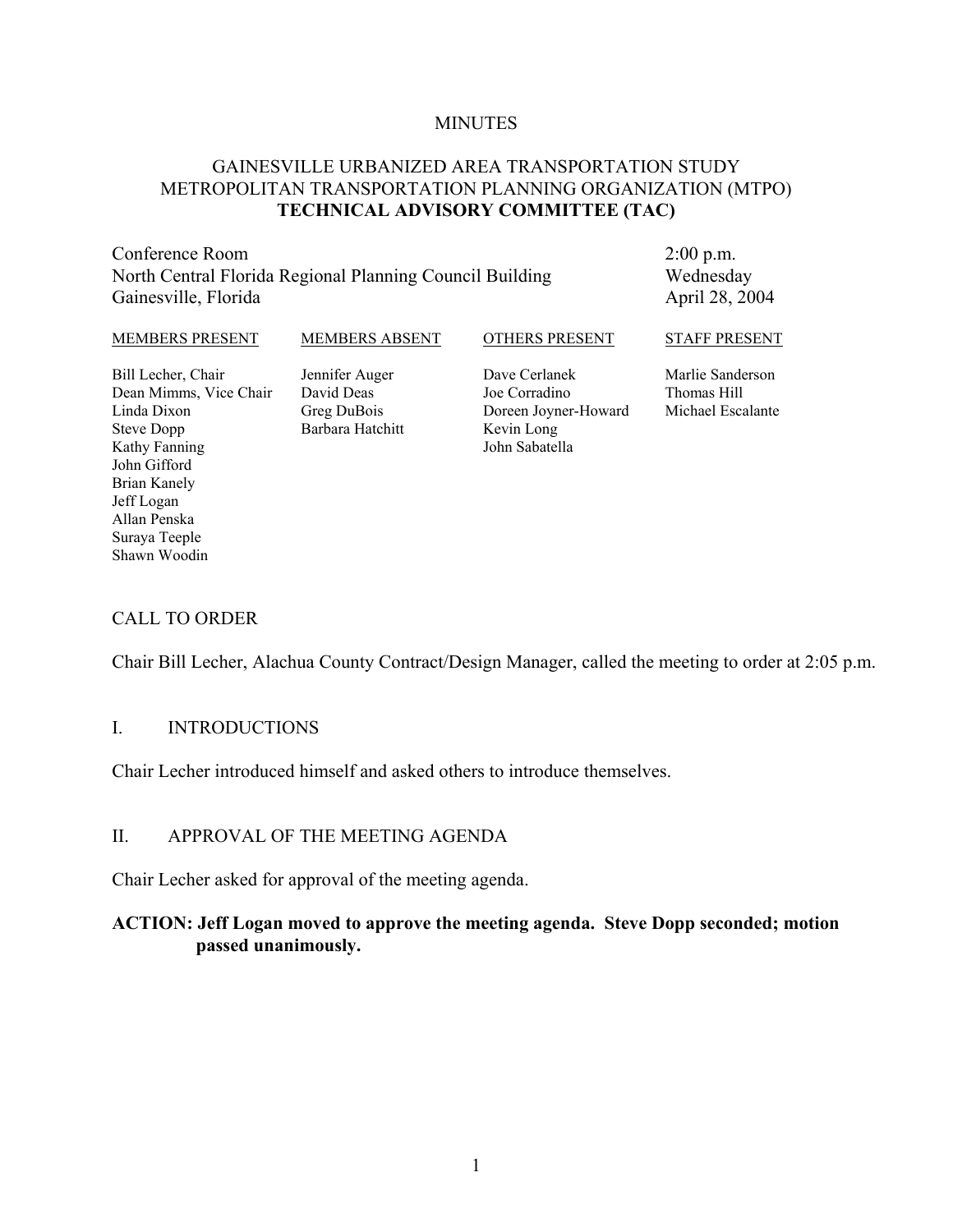MINUTES

# GAINESVILLE URBANIZED AREA TRANSPORTATION STUDY METROPOLITAN TRANSPORTATION PLANNING ORGANIZATION (MTPO) TECHNICAL ADVISORY COMMITTEE (TAC)

Conference Room  
North Central Florida Regional Planning Council Building  
Gainesville, Florida

2:00 p.m.  
Wednesday  
April 28, 2004

| MEMBERS PRESENT | MEMBERS ABSENT | OTHERS PRESENT | STAFF PRESENT |
|---|---|---|---|
| Bill Lecher, Chair | Jennifer Auger | Dave Cerlanek | Marlie Sanderson |
| Dean Mimms, Vice Chair | David Deas | Joe Corradino | Thomas Hill |
| Linda Dixon | Greg DuBois | Doreen Joyner-Howard | Michael Escalante |
| Steve Dopp | Barbara Hatchitt | Kevin Long | |
| Kathy Fanning | | John Sabatella | |
| John Gifford | | | |
| Brian Kanely | | | |
| Jeff Logan | | | |
| Allan Penska | | | |
| Suraya Teeple | | | |
| Shawn Woodin | | | |

## CALL TO ORDER

Chair Bill Lecher, Alachua County Contract/Design Manager, called the meeting to order at 2:05 p.m.

## I. INTRODUCTIONS

Chair Lecher introduced himself and asked others to introduce themselves.

## II. APPROVAL OF THE MEETING AGENDA

Chair Lecher asked for approval of the meeting agenda.

**ACTION: Jeff Logan moved to approve the meeting agenda. Steve Dopp seconded; motion passed unanimously.**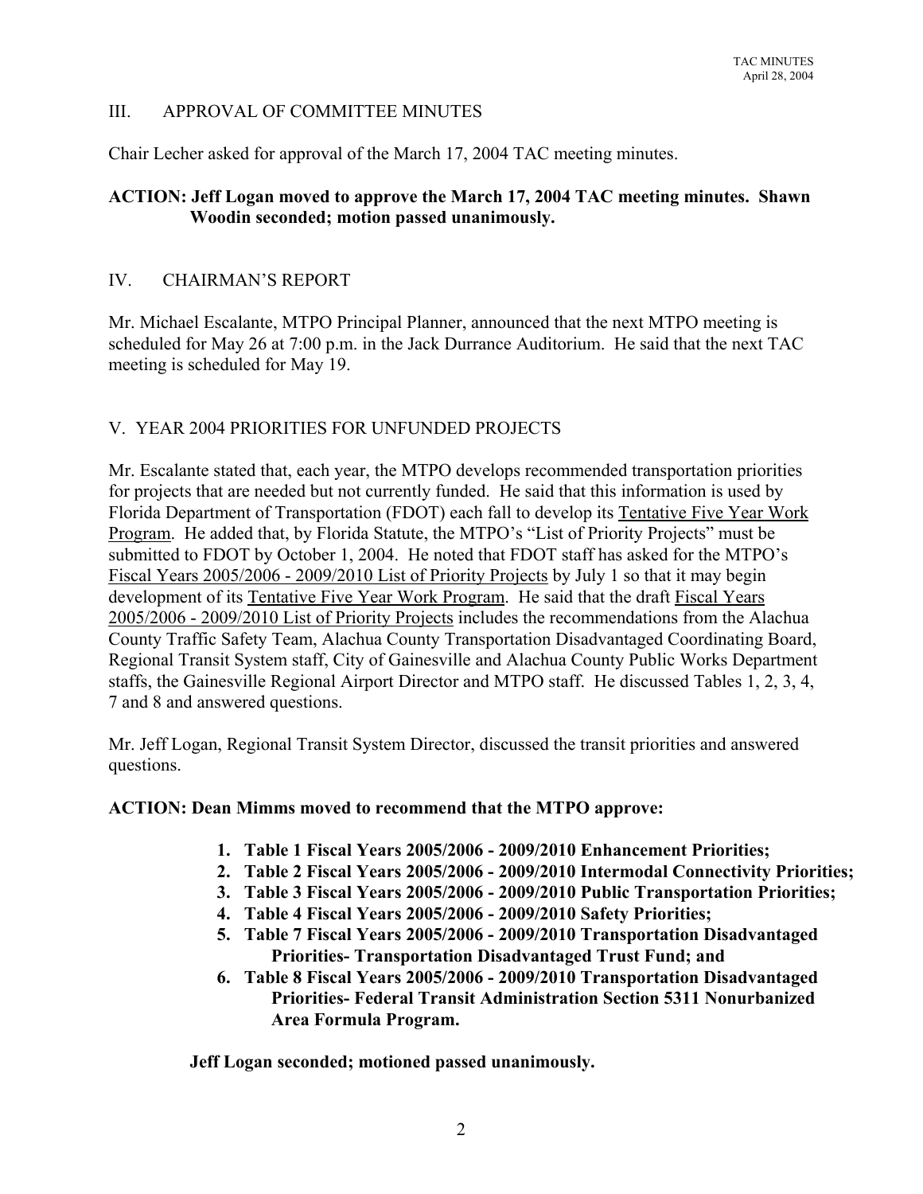## III. APPROVAL OF COMMITTEE MINUTES

Chair Lecher asked for approval of the March 17, 2004 TAC meeting minutes.

**ACTION: Jeff Logan moved to approve the March 17, 2004 TAC meeting minutes. Shawn Woodin seconded; motion passed unanimously.**

## IV. CHAIRMAN'S REPORT

Mr. Michael Escalante, MTPO Principal Planner, announced that the next MTPO meeting is scheduled for May 26 at 7:00 p.m. in the Jack Durrance Auditorium. He said that the next TAC meeting is scheduled for May 19.

## V. YEAR 2004 PRIORITIES FOR UNFUNDED PROJECTS

Mr. Escalante stated that, each year, the MTPO develops recommended transportation priorities for projects that are needed but not currently funded. He said that this information is used by Florida Department of Transportation (FDOT) each fall to develop its Tentative Five Year Work Program. He added that, by Florida Statute, the MTPO's "List of Priority Projects" must be submitted to FDOT by October 1, 2004. He noted that FDOT staff has asked for the MTPO's Fiscal Years 2005/2006 - 2009/2010 List of Priority Projects by July 1 so that it may begin development of its Tentative Five Year Work Program. He said that the draft Fiscal Years 2005/2006 - 2009/2010 List of Priority Projects includes the recommendations from the Alachua County Traffic Safety Team, Alachua County Transportation Disadvantaged Coordinating Board, Regional Transit System staff, City of Gainesville and Alachua County Public Works Department staffs, the Gainesville Regional Airport Director and MTPO staff. He discussed Tables 1, 2, 3, 4, 7 and 8 and answered questions.

Mr. Jeff Logan, Regional Transit System Director, discussed the transit priorities and answered questions.

**ACTION: Dean Mimms moved to recommend that the MTPO approve:**

1. **Table 1 Fiscal Years 2005/2006 - 2009/2010 Enhancement Priorities;**
2. **Table 2 Fiscal Years 2005/2006 - 2009/2010 Intermodal Connectivity Priorities;**
3. **Table 3 Fiscal Years 2005/2006 - 2009/2010 Public Transportation Priorities;**
4. **Table 4 Fiscal Years 2005/2006 - 2009/2010 Safety Priorities;**
5. **Table 7 Fiscal Years 2005/2006 - 2009/2010 Transportation Disadvantaged Priorities- Transportation Disadvantaged Trust Fund; and**
6. **Table 8 Fiscal Years 2005/2006 - 2009/2010 Transportation Disadvantaged Priorities- Federal Transit Administration Section 5311 Nonurbanized Area Formula Program.**

**Jeff Logan seconded; motioned passed unanimously.**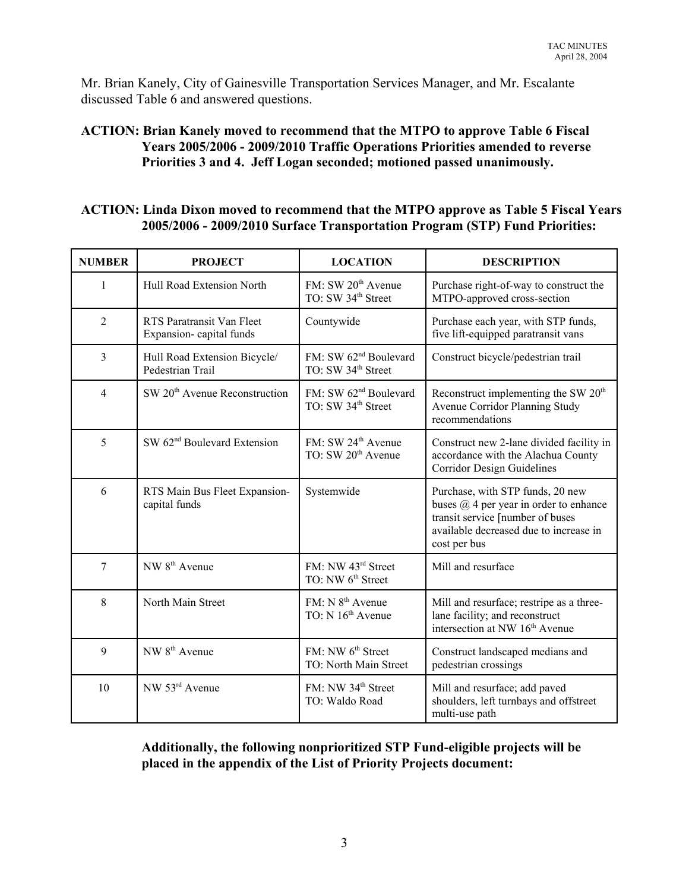Mr. Brian Kanely, City of Gainesville Transportation Services Manager, and Mr. Escalante discussed Table 6 and answered questions.

**ACTION: Brian Kanely moved to recommend that the MTPO to approve Table 6 Fiscal Years 2005/2006 - 2009/2010 Traffic Operations Priorities amended to reverse Priorities 3 and 4. Jeff Logan seconded; motioned passed unanimously.**

**ACTION: Linda Dixon moved to recommend that the MTPO approve as Table 5 Fiscal Years 2005/2006 - 2009/2010 Surface Transportation Program (STP) Fund Priorities:**

| NUMBER | PROJECT | LOCATION | DESCRIPTION |
|---|---|---|---|
| 1 | Hull Road Extension North | FM: SW 20th Avenue TO: SW 34th Street | Purchase right-of-way to construct the MTPO-approved cross-section |
| 2 | RTS Paratransit Van Fleet Expansion- capital funds | Countywide | Purchase each year, with STP funds, five lift-equipped paratransit vans |
| 3 | Hull Road Extension Bicycle/ Pedestrian Trail | FM: SW 62nd Boulevard TO: SW 34th Street | Construct bicycle/pedestrian trail |
| 4 | SW 20th Avenue Reconstruction | FM: SW 62nd Boulevard TO: SW 34th Street | Reconstruct implementing the SW 20th Avenue Corridor Planning Study recommendations |
| 5 | SW 62nd Boulevard Extension | FM: SW 24th Avenue TO: SW 20th Avenue | Construct new 2-lane divided facility in accordance with the Alachua County Corridor Design Guidelines |
| 6 | RTS Main Bus Fleet Expansion- capital funds | Systemwide | Purchase, with STP funds, 20 new buses @ 4 per year in order to enhance transit service [number of buses available decreased due to increase in cost per bus |
| 7 | NW 8th Avenue | FM: NW 43rd Street TO: NW 6th Street | Mill and resurface |
| 8 | North Main Street | FM: N 8th Avenue TO: N 16th Avenue | Mill and resurface; restripe as a three-lane facility; and reconstruct intersection at NW 16th Avenue |
| 9 | NW 8th Avenue | FM: NW 6th Street TO: North Main Street | Construct landscaped medians and pedestrian crossings |
| 10 | NW 53rd Avenue | FM: NW 34th Street TO: Waldo Road | Mill and resurface; add paved shoulders, left turnbays and offstreet multi-use path |

**Additionally, the following nonprioritized STP Fund-eligible projects will be placed in the appendix of the List of Priority Projects document:**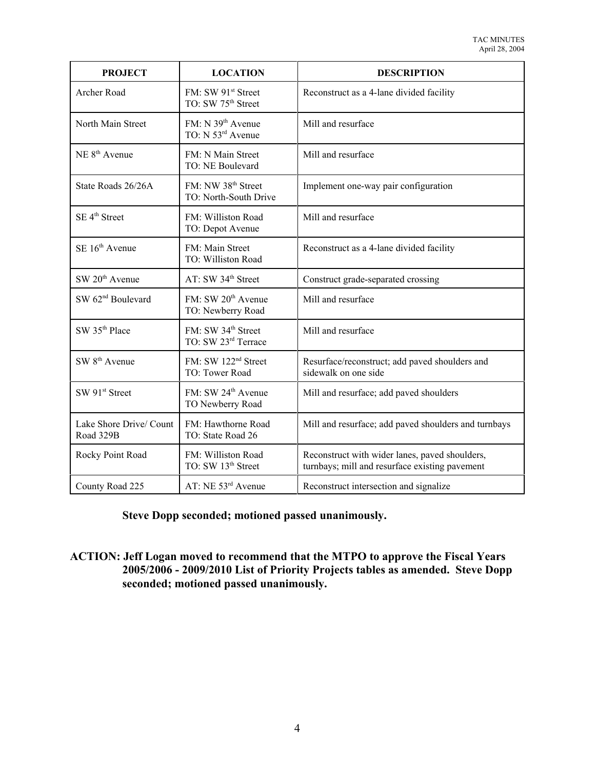| PROJECT | LOCATION | DESCRIPTION |
|---|---|---|
| Archer Road | FM: SW 91st Street<br>TO: SW 75th Street | Reconstruct as a 4-lane divided facility |
| North Main Street | FM: N 39th Avenue<br>TO: N 53rd Avenue | Mill and resurface |
| NE 8th Avenue | FM: N Main Street<br>TO: NE Boulevard | Mill and resurface |
| State Roads 26/26A | FM: NW 38th Street<br>TO: North-South Drive | Implement one-way pair configuration |
| SE 4th Street | FM: Williston Road<br>TO: Depot Avenue | Mill and resurface |
| SE 16th Avenue | FM: Main Street<br>TO: Williston Road | Reconstruct as a 4-lane divided facility |
| SW 20th Avenue | AT: SW 34th Street | Construct grade-separated crossing |
| SW 62nd Boulevard | FM: SW 20th Avenue<br>TO: Newberry Road | Mill and resurface |
| SW 35th Place | FM: SW 34th Street<br>TO: SW 23rd Terrace | Mill and resurface |
| SW 8th Avenue | FM: SW 122nd Street<br>TO: Tower Road | Resurface/reconstruct; add paved shoulders and sidewalk on one side |
| SW 91st Street | FM: SW 24th Avenue<br>TO Newberry Road | Mill and resurface; add paved shoulders |
| Lake Shore Drive/ Count Road 329B | FM: Hawthorne Road<br>TO: State Road 26 | Mill and resurface; add paved shoulders and turnbays |
| Rocky Point Road | FM: Williston Road<br>TO: SW 13th Street | Reconstruct with wider lanes, paved shoulders, turnbays; mill and resurface existing pavement |
| County Road 225 | AT: NE 53rd Avenue | Reconstruct intersection and signalize |

**Steve Dopp seconded; motioned passed unanimously.**

**ACTION: Jeff Logan moved to recommend that the MTPO to approve the Fiscal Years 2005/2006 - 2009/2010 List of Priority Projects tables as amended. Steve Dopp seconded; motioned passed unanimously.**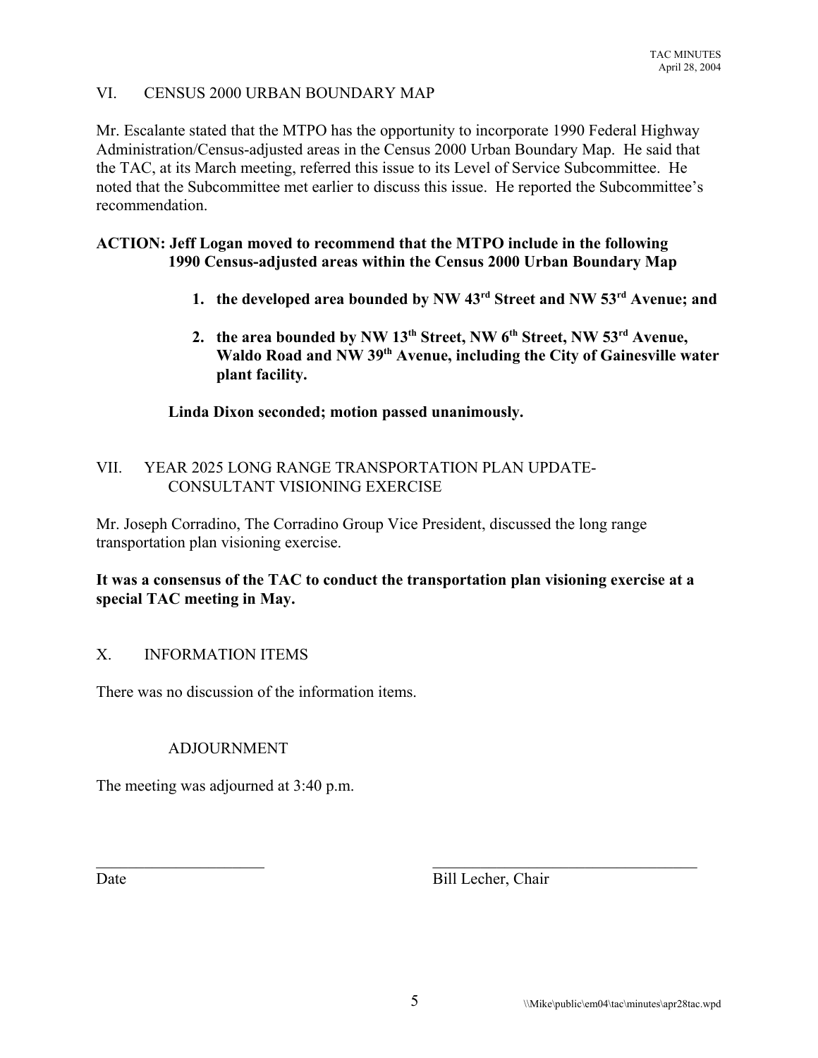## VI. CENSUS 2000 URBAN BOUNDARY MAP

Mr. Escalante stated that the MTPO has the opportunity to incorporate 1990 Federal Highway Administration/Census-adjusted areas in the Census 2000 Urban Boundary Map. He said that the TAC, at its March meeting, referred this issue to its Level of Service Subcommittee. He noted that the Subcommittee met earlier to discuss this issue. He reported the Subcommittee's recommendation.

**ACTION: Jeff Logan moved to recommend that the MTPO include in the following 1990 Census-adjusted areas within the Census 2000 Urban Boundary Map**

1. **the developed area bounded by NW 43rd Street and NW 53rd Avenue; and**
2. **the area bounded by NW 13th Street, NW 6th Street, NW 53rd Avenue, Waldo Road and NW 39th Avenue, including the City of Gainesville water plant facility.**

**Linda Dixon seconded; motion passed unanimously.**

## VII. YEAR 2025 LONG RANGE TRANSPORTATION PLAN UPDATE- CONSULTANT VISIONING EXERCISE

Mr. Joseph Corradino, The Corradino Group Vice President, discussed the long range transportation plan visioning exercise.

**It was a consensus of the TAC to conduct the transportation plan visioning exercise at a special TAC meeting in May.**

## X. INFORMATION ITEMS

There was no discussion of the information items.

## ADJOURNMENT

The meeting was adjourned at 3:40 p.m.

\_\_\_\_\_\_\_\_\_\_\_\_\_\_\_\_\_\_\_\_\_\_ \_\_\_\_\_\_\_\_\_\_\_\_\_\_\_\_\_\_\_\_\_\_\_\_\_\_\_\_\_\_\_\_\_\_\_

Date Bill Lecher, Chair